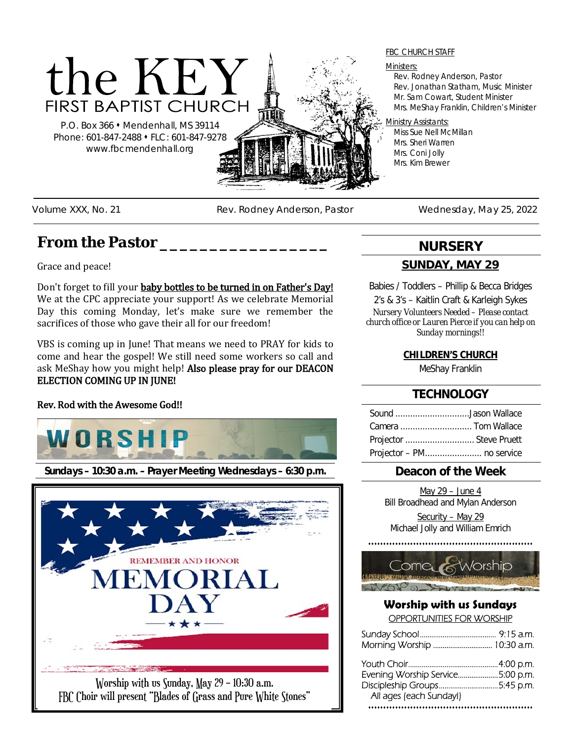# the KEY
## FIRST BAPTIST CHURCH

P.O. Box 366 • Mendenhall, MS 39114
Phone: 601-847-2488 • FLC: 601-847-9278
www.fbcmendenhall.org

FBC CHURCH STAFF

Ministers:
- Rev. Rodney Anderson, Pastor
- Rev. Jonathan Statham, Music Minister
- Mr. Sam Cowart, Student Minister
- Mrs. MeShay Franklin, Children's Minister

Ministry Assistants:
- Miss Sue Nell McMillan
- Mrs. Sheri Warren
- Mrs. Coni Jolly
- Mrs. Kim Brewer

Volume XXX, No. 21 — Rev. Rodney Anderson, Pastor — Wednesday, May 25, 2022

## From the Pastor

Grace and peace!

Don't forget to fill your baby bottles to be turned in on Father's Day! We at the CPC appreciate your support! As we celebrate Memorial Day this coming Monday, let's make sure we remember the sacrifices of those who gave their all for our freedom!

VBS is coming up in June! That means we need to PRAY for kids to come and hear the gospel! We still need some workers so call and ask MeShay how you might help! **Also please pray for our DEACON ELECTION COMING UP IN JUNE!**

**Rev. Rod with the Awesome God!!**

## WORSHIP

**Sundays – 10:30 a.m. – Prayer Meeting Wednesdays – 6:30 p.m.**

REMEMBER AND HONOR
MEMORIAL DAY

Worship with us Sunday, May 29 – 10:30 a.m.
FBC Choir will present "Blades of Grass and Pure White Stones"

## NURSERY

### SUNDAY, MAY 29

Babies / Toddlers – Phillip & Becca Bridges
2's & 3's – Kaitlin Craft & Karleigh Sykes

*Nursery Volunteers Needed – Please contact church office or Lauren Pierce if you can help on Sunday mornings!!*

### CHILDREN'S CHURCH

MeShay Franklin

## TECHNOLOGY

Sound .............................. Jason Wallace
Camera ............................. Tom Wallace
Projector ............................ Steve Pruett
Projector – PM ....................... no service

## Deacon of the Week

May 29 – June 4
Bill Broadhead and Mylan Anderson

Security – May 29
Michael Jolly and William Emrich

## Come & Worship

### Worship with us Sundays

OPPORTUNITIES FOR WORSHIP

Sunday School ........................ 9:15 a.m.
Morning Worship ...................... 10:30 a.m.

Youth Choir ............................ 4:00 p.m.
Evening Worship Service ............. 5:00 p.m.
Discipleship Groups ................... 5:45 p.m.
All ages (each Sunday!)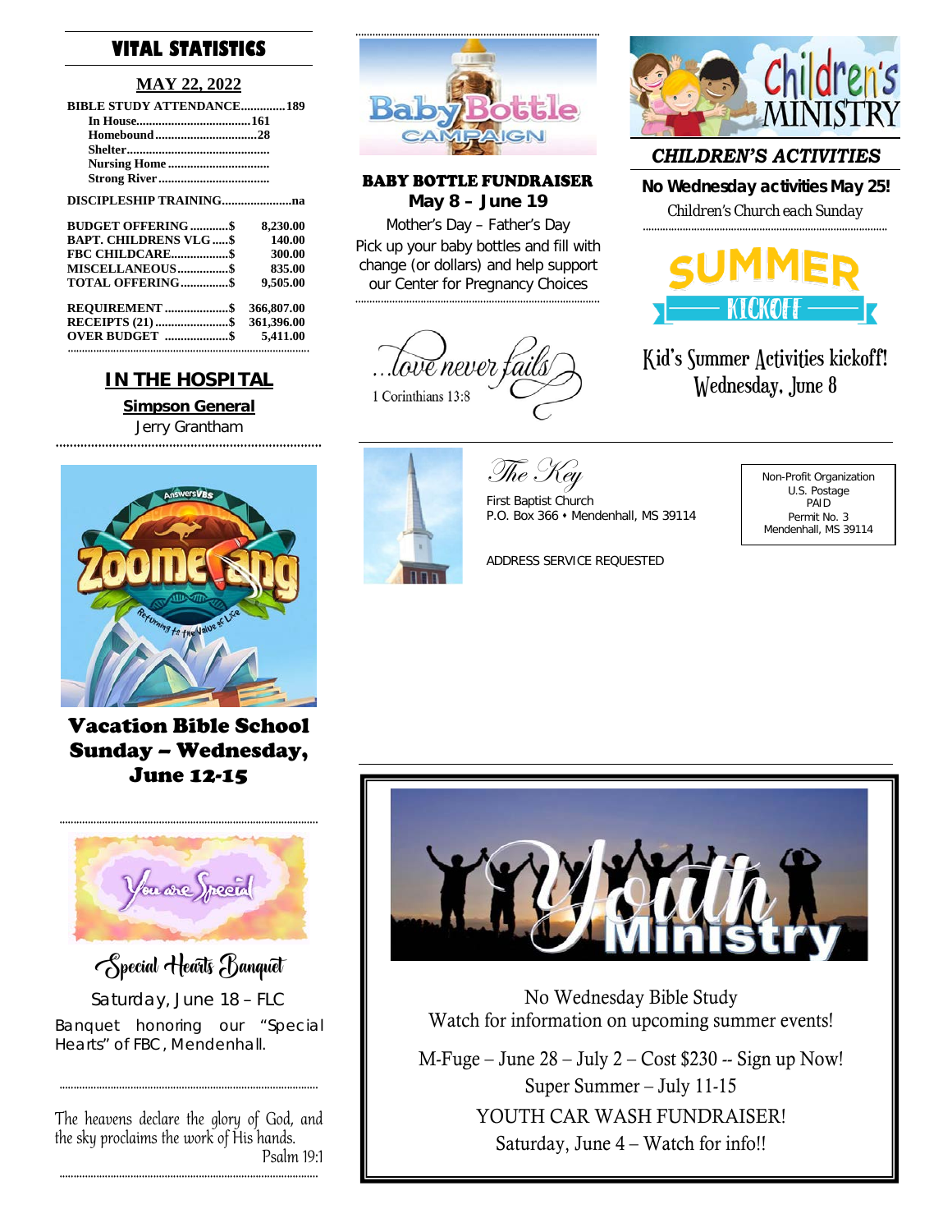## VITAL STATISTICS

**MAY 22, 2022**

| | |
|---|---|
| BIBLE STUDY ATTENDANCE | 189 |
| In House | 161 |
| Homebound | 28 |
| Shelter | |
| Nursing Home | |
| Strong River | |
| DISCIPLESHIP TRAINING | na |
| BUDGET OFFERING | $ 8,230.00 |
| BAPT. CHILDRENS VLG | $ 140.00 |
| FBC CHILDCARE | $ 300.00 |
| MISCELLANEOUS | $ 835.00 |
| TOTAL OFFERING | $ 9,505.00 |
| REQUIREMENT | $ 366,807.00 |
| RECEIPTS (21) | $ 361,396.00 |
| OVER BUDGET | $ 5,411.00 |

## IN THE HOSPITAL

**Simpson General**

Jerry Grantham

## Vacation Bible School

**Sunday – Wednesday, June 12-15**

## Special Hearts Banquet

Saturday, June 18 – FLC

Banquet honoring our "Special Hearts" of FBC, Mendenhall.

The heavens declare the glory of God, and the sky proclaims the work of His hands.
Psalm 19:1

## BABY BOTTLE FUNDRAISER

**May 8 – June 19**

Mother's Day – Father's Day

Pick up your baby bottles and fill with change (or dollars) and help support our Center for Pregnancy Choices

…love never fails
1 Corinthians 13:8

## CHILDREN'S ACTIVITIES

**No Wednesday activities May 25!**

Children's Church each Sunday

Kid's Summer Activities kickoff!
Wednesday, June 8

*The Key*
First Baptist Church
P.O. Box 366 • Mendenhall, MS 39114

ADDRESS SERVICE REQUESTED

Non-Profit Organization
U.S. Postage
PAID
Permit No. 3
Mendenhall, MS 39114

## Youth Ministry

No Wednesday Bible Study
Watch for information on upcoming summer events!

M-Fuge – June 28 – July 2 – Cost $230 -- Sign up Now!
Super Summer – July 11-15
YOUTH CAR WASH FUNDRAISER!
Saturday, June 4 – Watch for info!!